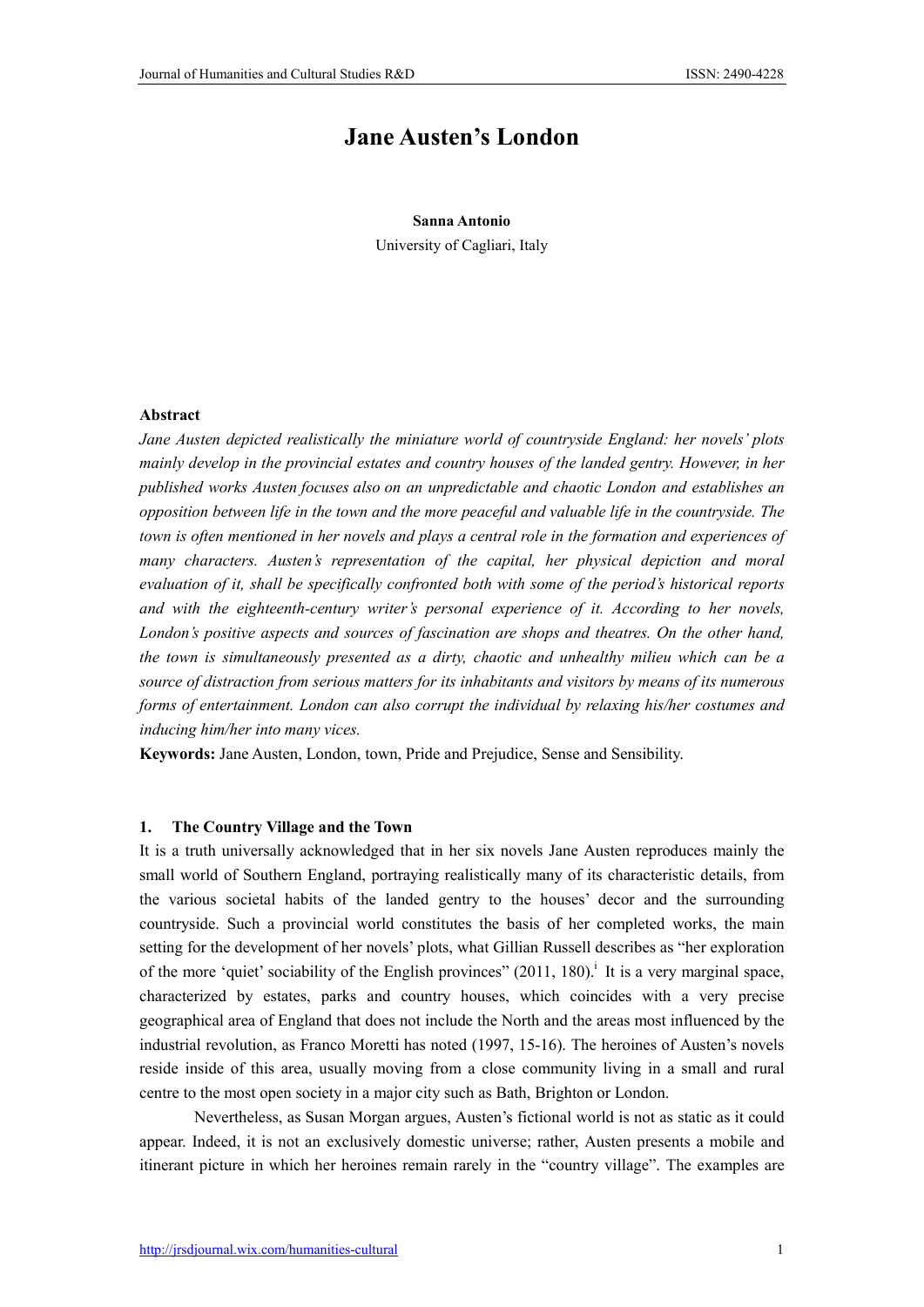# Jane Austen's London

**Sanna Antonio**

University of Cagliari, Italy

**Abstract**

*Jane Austen depicted realistically the miniature world of countryside England: her novels' plots mainly develop in the provincial estates and country houses of the landed gentry. However, in her published works Austen focuses also on an unpredictable and chaotic London and establishes an opposition between life in the town and the more peaceful and valuable life in the countryside. The town is often mentioned in her novels and plays a central role in the formation and experiences of many characters. Austen's representation of the capital, her physical depiction and moral evaluation of it, shall be specifically confronted both with some of the period's historical reports and with the eighteenth-century writer's personal experience of it. According to her novels, London's positive aspects and sources of fascination are shops and theatres. On the other hand, the town is simultaneously presented as a dirty, chaotic and unhealthy milieu which can be a source of distraction from serious matters for its inhabitants and visitors by means of its numerous forms of entertainment. London can also corrupt the individual by relaxing his/her costumes and inducing him/her into many vices.*

**Keywords:** Jane Austen, London, town, Pride and Prejudice, Sense and Sensibility.

## 1. The Country Village and the Town

It is a truth universally acknowledged that in her six novels Jane Austen reproduces mainly the small world of Southern England, portraying realistically many of its characteristic details, from the various societal habits of the landed gentry to the houses' decor and the surrounding countryside. Such a provincial world constitutes the basis of her completed works, the main setting for the development of her novels' plots, what Gillian Russell describes as "her exploration of the more 'quiet' sociability of the English provinces" (2011, 180).[i] It is a very marginal space, characterized by estates, parks and country houses, which coincides with a very precise geographical area of England that does not include the North and the areas most influenced by the industrial revolution, as Franco Moretti has noted (1997, 15-16). The heroines of Austen's novels reside inside of this area, usually moving from a close community living in a small and rural centre to the most open society in a major city such as Bath, Brighton or London.

Nevertheless, as Susan Morgan argues, Austen's fictional world is not as static as it could appear. Indeed, it is not an exclusively domestic universe; rather, Austen presents a mobile and itinerant picture in which her heroines remain rarely in the "country village". The examples are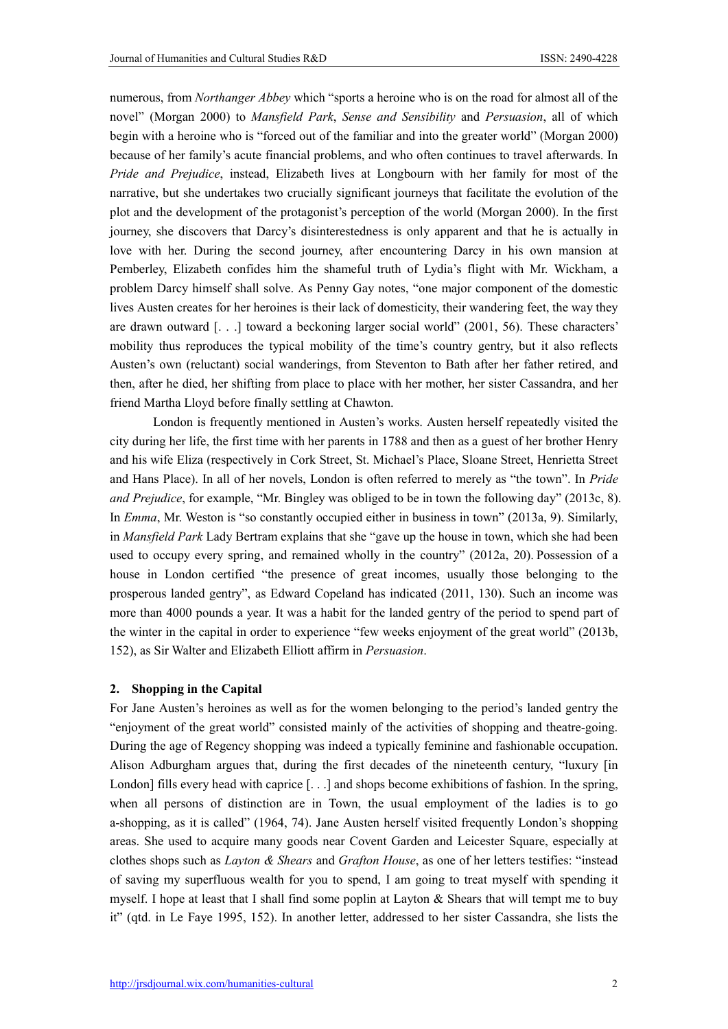numerous, from *Northanger Abbey* which "sports a heroine who is on the road for almost all of the novel" (Morgan 2000) to *Mansfield Park*, *Sense and Sensibility* and *Persuasion*, all of which begin with a heroine who is "forced out of the familiar and into the greater world" (Morgan 2000) because of her family's acute financial problems, and who often continues to travel afterwards. In *Pride and Prejudice*, instead, Elizabeth lives at Longbourn with her family for most of the narrative, but she undertakes two crucially significant journeys that facilitate the evolution of the plot and the development of the protagonist's perception of the world (Morgan 2000). In the first journey, she discovers that Darcy's disinterestedness is only apparent and that he is actually in love with her. During the second journey, after encountering Darcy in his own mansion at Pemberley, Elizabeth confides him the shameful truth of Lydia's flight with Mr. Wickham, a problem Darcy himself shall solve. As Penny Gay notes, "one major component of the domestic lives Austen creates for her heroines is their lack of domesticity, their wandering feet, the way they are drawn outward [. . .] toward a beckoning larger social world" (2001, 56). These characters' mobility thus reproduces the typical mobility of the time's country gentry, but it also reflects Austen's own (reluctant) social wanderings, from Steventon to Bath after her father retired, and then, after he died, her shifting from place to place with her mother, her sister Cassandra, and her friend Martha Lloyd before finally settling at Chawton.

London is frequently mentioned in Austen's works. Austen herself repeatedly visited the city during her life, the first time with her parents in 1788 and then as a guest of her brother Henry and his wife Eliza (respectively in Cork Street, St. Michael's Place, Sloane Street, Henrietta Street and Hans Place). In all of her novels, London is often referred to merely as "the town". In *Pride and Prejudice*, for example, "Mr. Bingley was obliged to be in town the following day" (2013c, 8). In *Emma*, Mr. Weston is "so constantly occupied either in business in town" (2013a, 9). Similarly, in *Mansfield Park* Lady Bertram explains that she "gave up the house in town, which she had been used to occupy every spring, and remained wholly in the country" (2012a, 20). Possession of a house in London certified "the presence of great incomes, usually those belonging to the prosperous landed gentry", as Edward Copeland has indicated (2011, 130). Such an income was more than 4000 pounds a year. It was a habit for the landed gentry of the period to spend part of the winter in the capital in order to experience "few weeks enjoyment of the great world" (2013b, 152), as Sir Walter and Elizabeth Elliott affirm in *Persuasion*.

## 2. Shopping in the Capital

For Jane Austen's heroines as well as for the women belonging to the period's landed gentry the "enjoyment of the great world" consisted mainly of the activities of shopping and theatre-going. During the age of Regency shopping was indeed a typically feminine and fashionable occupation. Alison Adburgham argues that, during the first decades of the nineteenth century, "luxury [in London] fills every head with caprice [. . .] and shops become exhibitions of fashion. In the spring, when all persons of distinction are in Town, the usual employment of the ladies is to go a-shopping, as it is called" (1964, 74). Jane Austen herself visited frequently London's shopping areas. She used to acquire many goods near Covent Garden and Leicester Square, especially at clothes shops such as *Layton & Shears* and *Grafton House*, as one of her letters testifies: "instead of saving my superfluous wealth for you to spend, I am going to treat myself with spending it myself. I hope at least that I shall find some poplin at Layton & Shears that will tempt me to buy it" (qtd. in Le Faye 1995, 152). In another letter, addressed to her sister Cassandra, she lists the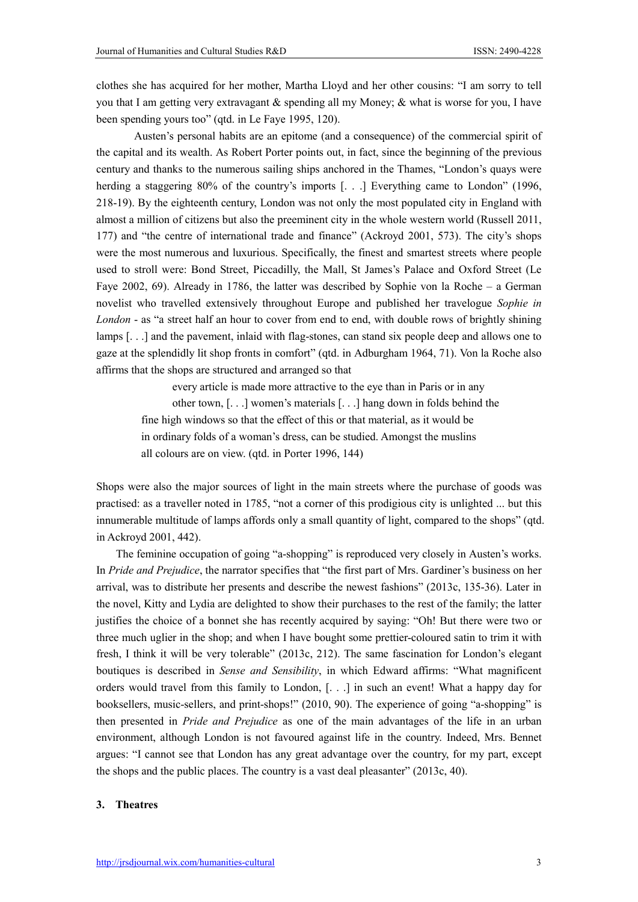clothes she has acquired for her mother, Martha Lloyd and her other cousins: "I am sorry to tell you that I am getting very extravagant & spending all my Money; & what is worse for you, I have been spending yours too" (qtd. in Le Faye 1995, 120).

Austen's personal habits are an epitome (and a consequence) of the commercial spirit of the capital and its wealth. As Robert Porter points out, in fact, since the beginning of the previous century and thanks to the numerous sailing ships anchored in the Thames, "London's quays were herding a staggering 80% of the country's imports [. . .] Everything came to London" (1996, 218-19). By the eighteenth century, London was not only the most populated city in England with almost a million of citizens but also the preeminent city in the whole western world (Russell 2011, 177) and "the centre of international trade and finance" (Ackroyd 2001, 573). The city's shops were the most numerous and luxurious. Specifically, the finest and smartest streets where people used to stroll were: Bond Street, Piccadilly, the Mall, St James's Palace and Oxford Street (Le Faye 2002, 69). Already in 1786, the latter was described by Sophie von la Roche – a German novelist who travelled extensively throughout Europe and published her travelogue *Sophie in London* - as "a street half an hour to cover from end to end, with double rows of brightly shining lamps [. . .] and the pavement, inlaid with flag-stones, can stand six people deep and allows one to gaze at the splendidly lit shop fronts in comfort" (qtd. in Adburgham 1964, 71). Von la Roche also affirms that the shops are structured and arranged so that

> every article is made more attractive to the eye than in Paris or in any other town, [. . .] women's materials [. . .] hang down in folds behind the fine high windows so that the effect of this or that material, as it would be in ordinary folds of a woman's dress, can be studied. Amongst the muslins all colours are on view. (qtd. in Porter 1996, 144)

Shops were also the major sources of light in the main streets where the purchase of goods was practised: as a traveller noted in 1785, "not a corner of this prodigious city is unlighted ... but this innumerable multitude of lamps affords only a small quantity of light, compared to the shops" (qtd. in Ackroyd 2001, 442).

The feminine occupation of going "a-shopping" is reproduced very closely in Austen's works. In *Pride and Prejudice*, the narrator specifies that "the first part of Mrs. Gardiner's business on her arrival, was to distribute her presents and describe the newest fashions" (2013c, 135-36). Later in the novel, Kitty and Lydia are delighted to show their purchases to the rest of the family; the latter justifies the choice of a bonnet she has recently acquired by saying: "Oh! But there were two or three much uglier in the shop; and when I have bought some prettier-coloured satin to trim it with fresh, I think it will be very tolerable" (2013c, 212). The same fascination for London's elegant boutiques is described in *Sense and Sensibility*, in which Edward affirms: "What magnificent orders would travel from this family to London, [. . .] in such an event! What a happy day for booksellers, music-sellers, and print-shops!" (2010, 90). The experience of going "a-shopping" is then presented in *Pride and Prejudice* as one of the main advantages of the life in an urban environment, although London is not favoured against life in the country. Indeed, Mrs. Bennet argues: "I cannot see that London has any great advantage over the country, for my part, except the shops and the public places. The country is a vast deal pleasanter" (2013c, 40).

## 3. Theatres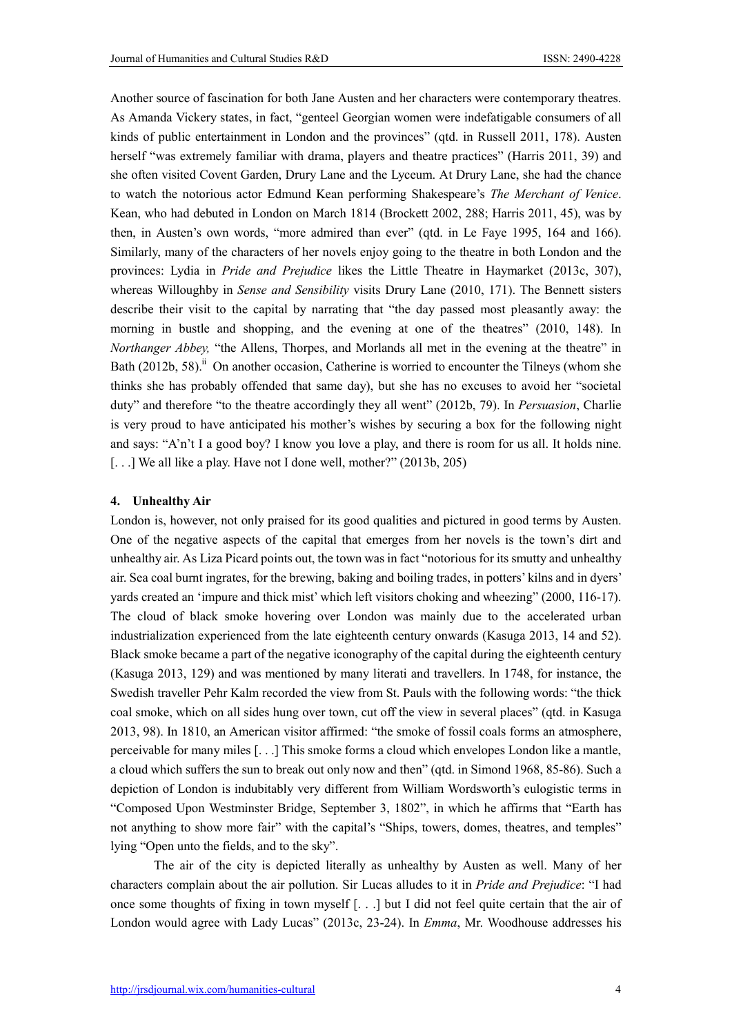Another source of fascination for both Jane Austen and her characters were contemporary theatres. As Amanda Vickery states, in fact, "genteel Georgian women were indefatigable consumers of all kinds of public entertainment in London and the provinces" (qtd. in Russell 2011, 178). Austen herself "was extremely familiar with drama, players and theatre practices" (Harris 2011, 39) and she often visited Covent Garden, Drury Lane and the Lyceum. At Drury Lane, she had the chance to watch the notorious actor Edmund Kean performing Shakespeare's *The Merchant of Venice*. Kean, who had debuted in London on March 1814 (Brockett 2002, 288; Harris 2011, 45), was by then, in Austen's own words, "more admired than ever" (qtd. in Le Faye 1995, 164 and 166). Similarly, many of the characters of her novels enjoy going to the theatre in both London and the provinces: Lydia in *Pride and Prejudice* likes the Little Theatre in Haymarket (2013c, 307), whereas Willoughby in *Sense and Sensibility* visits Drury Lane (2010, 171). The Bennett sisters describe their visit to the capital by narrating that "the day passed most pleasantly away: the morning in bustle and shopping, and the evening at one of the theatres" (2010, 148). In *Northanger Abbey,* "the Allens, Thorpes, and Morlands all met in the evening at the theatre" in Bath (2012b, 58).[ii] On another occasion, Catherine is worried to encounter the Tilneys (whom she thinks she has probably offended that same day), but she has no excuses to avoid her "societal duty" and therefore "to the theatre accordingly they all went" (2012b, 79). In *Persuasion*, Charlie is very proud to have anticipated his mother's wishes by securing a box for the following night and says: "A'n't I a good boy? I know you love a play, and there is room for us all. It holds nine. [. . .] We all like a play. Have not I done well, mother?" (2013b, 205)

#### 4. Unhealthy Air

London is, however, not only praised for its good qualities and pictured in good terms by Austen. One of the negative aspects of the capital that emerges from her novels is the town's dirt and unhealthy air. As Liza Picard points out, the town was in fact "notorious for its smutty and unhealthy air. Sea coal burnt ingrates, for the brewing, baking and boiling trades, in potters' kilns and in dyers' yards created an 'impure and thick mist' which left visitors choking and wheezing" (2000, 116-17). The cloud of black smoke hovering over London was mainly due to the accelerated urban industrialization experienced from the late eighteenth century onwards (Kasuga 2013, 14 and 52). Black smoke became a part of the negative iconography of the capital during the eighteenth century (Kasuga 2013, 129) and was mentioned by many literati and travellers. In 1748, for instance, the Swedish traveller Pehr Kalm recorded the view from St. Pauls with the following words: "the thick coal smoke, which on all sides hung over town, cut off the view in several places" (qtd. in Kasuga 2013, 98). In 1810, an American visitor affirmed: "the smoke of fossil coals forms an atmosphere, perceivable for many miles [. . .] This smoke forms a cloud which envelopes London like a mantle, a cloud which suffers the sun to break out only now and then" (qtd. in Simond 1968, 85-86). Such a depiction of London is indubitably very different from William Wordsworth's eulogistic terms in "Composed Upon Westminster Bridge, September 3, 1802", in which he affirms that "Earth has not anything to show more fair" with the capital's "Ships, towers, domes, theatres, and temples" lying "Open unto the fields, and to the sky".

The air of the city is depicted literally as unhealthy by Austen as well. Many of her characters complain about the air pollution. Sir Lucas alludes to it in *Pride and Prejudice*: "I had once some thoughts of fixing in town myself [. . .] but I did not feel quite certain that the air of London would agree with Lady Lucas" (2013c, 23-24). In *Emma*, Mr. Woodhouse addresses his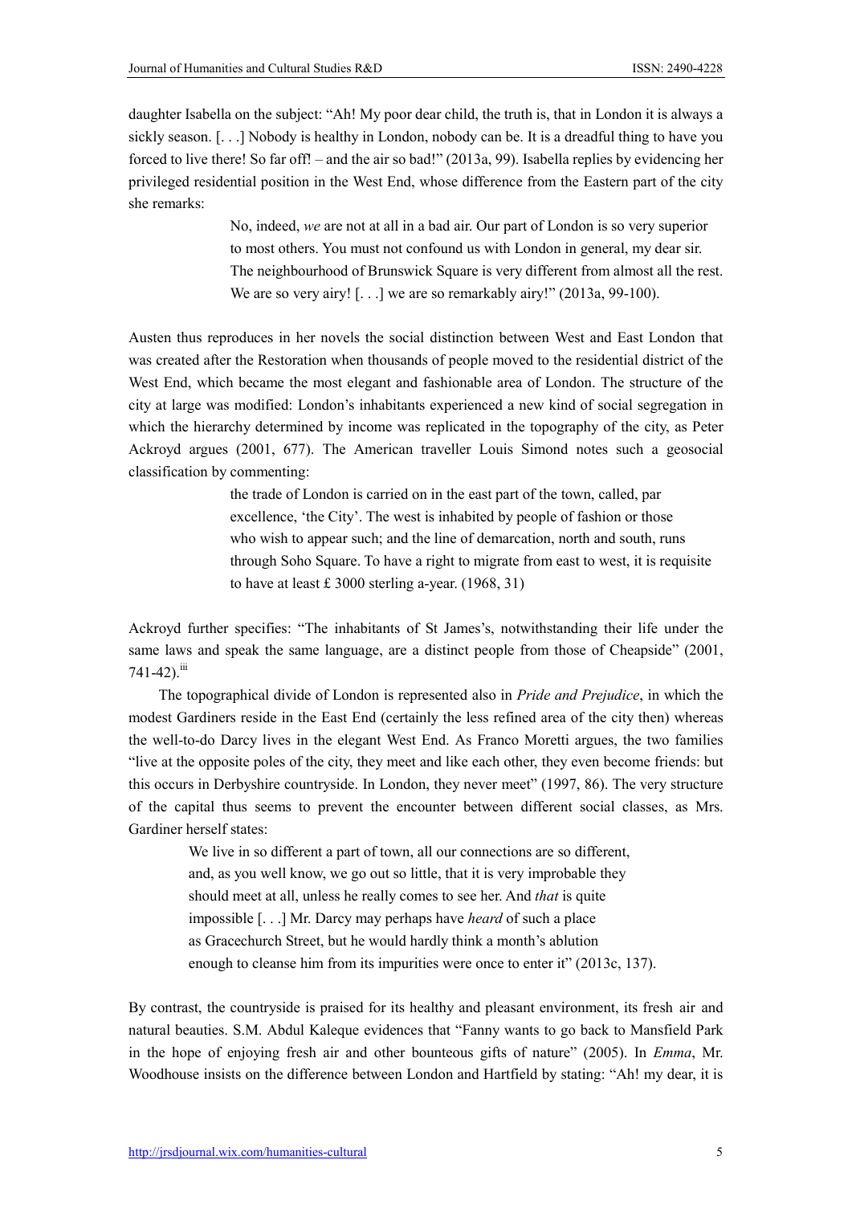daughter Isabella on the subject: “Ah! My poor dear child, the truth is, that in London it is always a sickly season. [. . .] Nobody is healthy in London, nobody can be. It is a dreadful thing to have you forced to live there! So far off! – and the air so bad!” (2013a, 99). Isabella replies by evidencing her privileged residential position in the West End, whose difference from the Eastern part of the city she remarks:

> No, indeed, *we* are not at all in a bad air. Our part of London is so very superior to most others. You must not confound us with London in general, my dear sir. The neighbourhood of Brunswick Square is very different from almost all the rest. We are so very airy! [. . .] we are so remarkably airy!” (2013a, 99-100).

Austen thus reproduces in her novels the social distinction between West and East London that was created after the Restoration when thousands of people moved to the residential district of the West End, which became the most elegant and fashionable area of London. The structure of the city at large was modified: London’s inhabitants experienced a new kind of social segregation in which the hierarchy determined by income was replicated in the topography of the city, as Peter Ackroyd argues (2001, 677). The American traveller Louis Simond notes such a geosocial classification by commenting:

> the trade of London is carried on in the east part of the town, called, par excellence, ‘the City’. The west is inhabited by people of fashion or those who wish to appear such; and the line of demarcation, north and south, runs through Soho Square. To have a right to migrate from east to west, it is requisite to have at least £ 3000 sterling a-year. (1968, 31)

Ackroyd further specifies: “The inhabitants of St James’s, notwithstanding their life under the same laws and speak the same language, are a distinct people from those of Cheapside” (2001, 741-42).[iii]

The topographical divide of London is represented also in *Pride and Prejudice*, in which the modest Gardiners reside in the East End (certainly the less refined area of the city then) whereas the well-to-do Darcy lives in the elegant West End. As Franco Moretti argues, the two families “live at the opposite poles of the city, they meet and like each other, they even become friends: but this occurs in Derbyshire countryside. In London, they never meet” (1997, 86). The very structure of the capital thus seems to prevent the encounter between different social classes, as Mrs. Gardiner herself states:

> We live in so different a part of town, all our connections are so different, and, as you well know, we go out so little, that it is very improbable they should meet at all, unless he really comes to see her. And *that* is quite impossible [. . .] Mr. Darcy may perhaps have *heard* of such a place as Gracechurch Street, but he would hardly think a month’s ablution enough to cleanse him from its impurities were once to enter it” (2013c, 137).

By contrast, the countryside is praised for its healthy and pleasant environment, its fresh air and natural beauties. S.M. Abdul Kaleque evidences that “Fanny wants to go back to Mansfield Park in the hope of enjoying fresh air and other bounteous gifts of nature” (2005). In *Emma*, Mr. Woodhouse insists on the difference between London and Hartfield by stating: “Ah! my dear, it is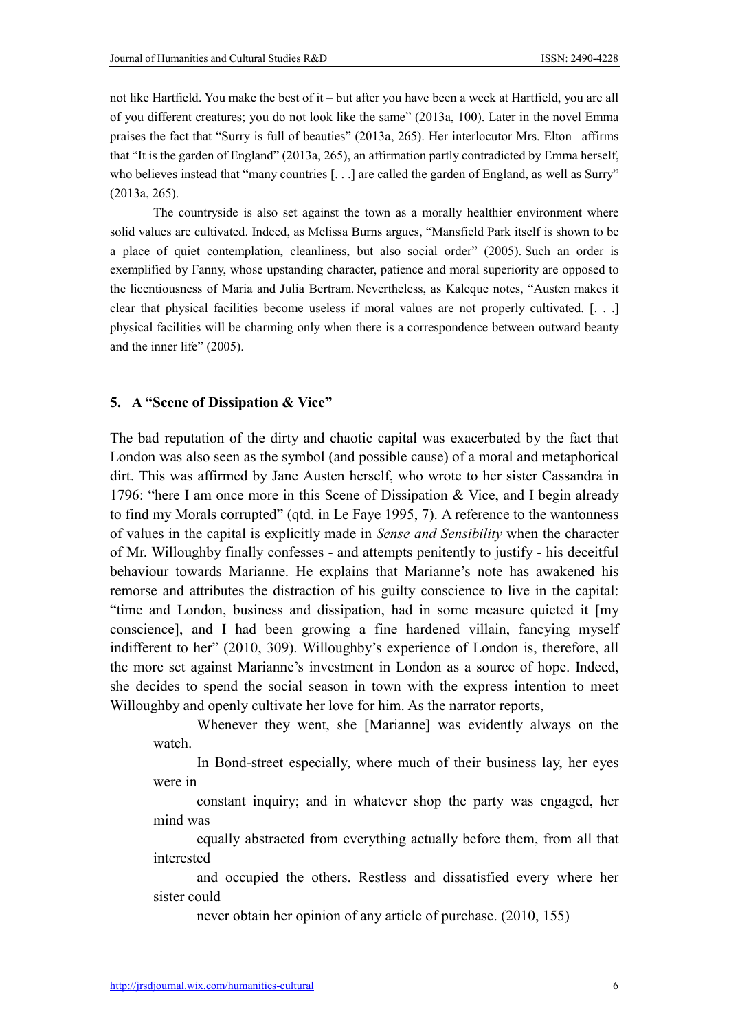not like Hartfield. You make the best of it – but after you have been a week at Hartfield, you are all of you different creatures; you do not look like the same" (2013a, 100). Later in the novel Emma praises the fact that "Surry is full of beauties" (2013a, 265). Her interlocutor Mrs. Elton affirms that "It is the garden of England" (2013a, 265), an affirmation partly contradicted by Emma herself, who believes instead that "many countries [. . .] are called the garden of England, as well as Surry" (2013a, 265).

The countryside is also set against the town as a morally healthier environment where solid values are cultivated. Indeed, as Melissa Burns argues, "Mansfield Park itself is shown to be a place of quiet contemplation, cleanliness, but also social order" (2005). Such an order is exemplified by Fanny, whose upstanding character, patience and moral superiority are opposed to the licentiousness of Maria and Julia Bertram. Nevertheless, as Kaleque notes, "Austen makes it clear that physical facilities become useless if moral values are not properly cultivated. [. . .] physical facilities will be charming only when there is a correspondence between outward beauty and the inner life" (2005).

## 5. A "Scene of Dissipation & Vice"

The bad reputation of the dirty and chaotic capital was exacerbated by the fact that London was also seen as the symbol (and possible cause) of a moral and metaphorical dirt. This was affirmed by Jane Austen herself, who wrote to her sister Cassandra in 1796: "here I am once more in this Scene of Dissipation & Vice, and I begin already to find my Morals corrupted" (qtd. in Le Faye 1995, 7). A reference to the wantonness of values in the capital is explicitly made in *Sense and Sensibility* when the character of Mr. Willoughby finally confesses - and attempts penitently to justify - his deceitful behaviour towards Marianne. He explains that Marianne's note has awakened his remorse and attributes the distraction of his guilty conscience to live in the capital: "time and London, business and dissipation, had in some measure quieted it [my conscience], and I had been growing a fine hardened villain, fancying myself indifferent to her" (2010, 309). Willoughby's experience of London is, therefore, all the more set against Marianne's investment in London as a source of hope. Indeed, she decides to spend the social season in town with the express intention to meet Willoughby and openly cultivate her love for him. As the narrator reports,

> Whenever they went, she [Marianne] was evidently always on the watch.
> In Bond-street especially, where much of their business lay, her eyes were in
> constant inquiry; and in whatever shop the party was engaged, her mind was
> equally abstracted from everything actually before them, from all that interested
> and occupied the others. Restless and dissatisfied every where her sister could
> never obtain her opinion of any article of purchase. (2010, 155)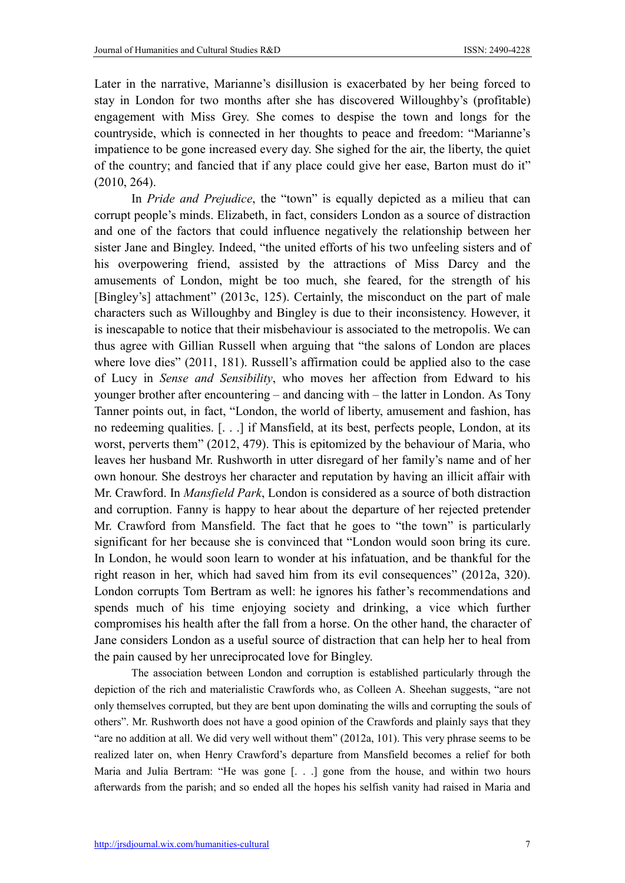Later in the narrative, Marianne's disillusion is exacerbated by her being forced to stay in London for two months after she has discovered Willoughby's (profitable) engagement with Miss Grey. She comes to despise the town and longs for the countryside, which is connected in her thoughts to peace and freedom: "Marianne's impatience to be gone increased every day. She sighed for the air, the liberty, the quiet of the country; and fancied that if any place could give her ease, Barton must do it" (2010, 264).

In *Pride and Prejudice*, the "town" is equally depicted as a milieu that can corrupt people's minds. Elizabeth, in fact, considers London as a source of distraction and one of the factors that could influence negatively the relationship between her sister Jane and Bingley. Indeed, "the united efforts of his two unfeeling sisters and of his overpowering friend, assisted by the attractions of Miss Darcy and the amusements of London, might be too much, she feared, for the strength of his [Bingley's] attachment" (2013c, 125). Certainly, the misconduct on the part of male characters such as Willoughby and Bingley is due to their inconsistency. However, it is inescapable to notice that their misbehaviour is associated to the metropolis. We can thus agree with Gillian Russell when arguing that "the salons of London are places where love dies" (2011, 181). Russell's affirmation could be applied also to the case of Lucy in *Sense and Sensibility*, who moves her affection from Edward to his younger brother after encountering – and dancing with – the latter in London. As Tony Tanner points out, in fact, "London, the world of liberty, amusement and fashion, has no redeeming qualities. [. . .] if Mansfield, at its best, perfects people, London, at its worst, perverts them" (2012, 479). This is epitomized by the behaviour of Maria, who leaves her husband Mr. Rushworth in utter disregard of her family's name and of her own honour. She destroys her character and reputation by having an illicit affair with Mr. Crawford. In *Mansfield Park*, London is considered as a source of both distraction and corruption. Fanny is happy to hear about the departure of her rejected pretender Mr. Crawford from Mansfield. The fact that he goes to "the town" is particularly significant for her because she is convinced that "London would soon bring its cure. In London, he would soon learn to wonder at his infatuation, and be thankful for the right reason in her, which had saved him from its evil consequences" (2012a, 320). London corrupts Tom Bertram as well: he ignores his father's recommendations and spends much of his time enjoying society and drinking, a vice which further compromises his health after the fall from a horse. On the other hand, the character of Jane considers London as a useful source of distraction that can help her to heal from the pain caused by her unreciprocated love for Bingley.

The association between London and corruption is established particularly through the depiction of the rich and materialistic Crawfords who, as Colleen A. Sheehan suggests, "are not only themselves corrupted, but they are bent upon dominating the wills and corrupting the souls of others". Mr. Rushworth does not have a good opinion of the Crawfords and plainly says that they "are no addition at all. We did very well without them" (2012a, 101). This very phrase seems to be realized later on, when Henry Crawford's departure from Mansfield becomes a relief for both Maria and Julia Bertram: "He was gone [. . .] gone from the house, and within two hours afterwards from the parish; and so ended all the hopes his selfish vanity had raised in Maria and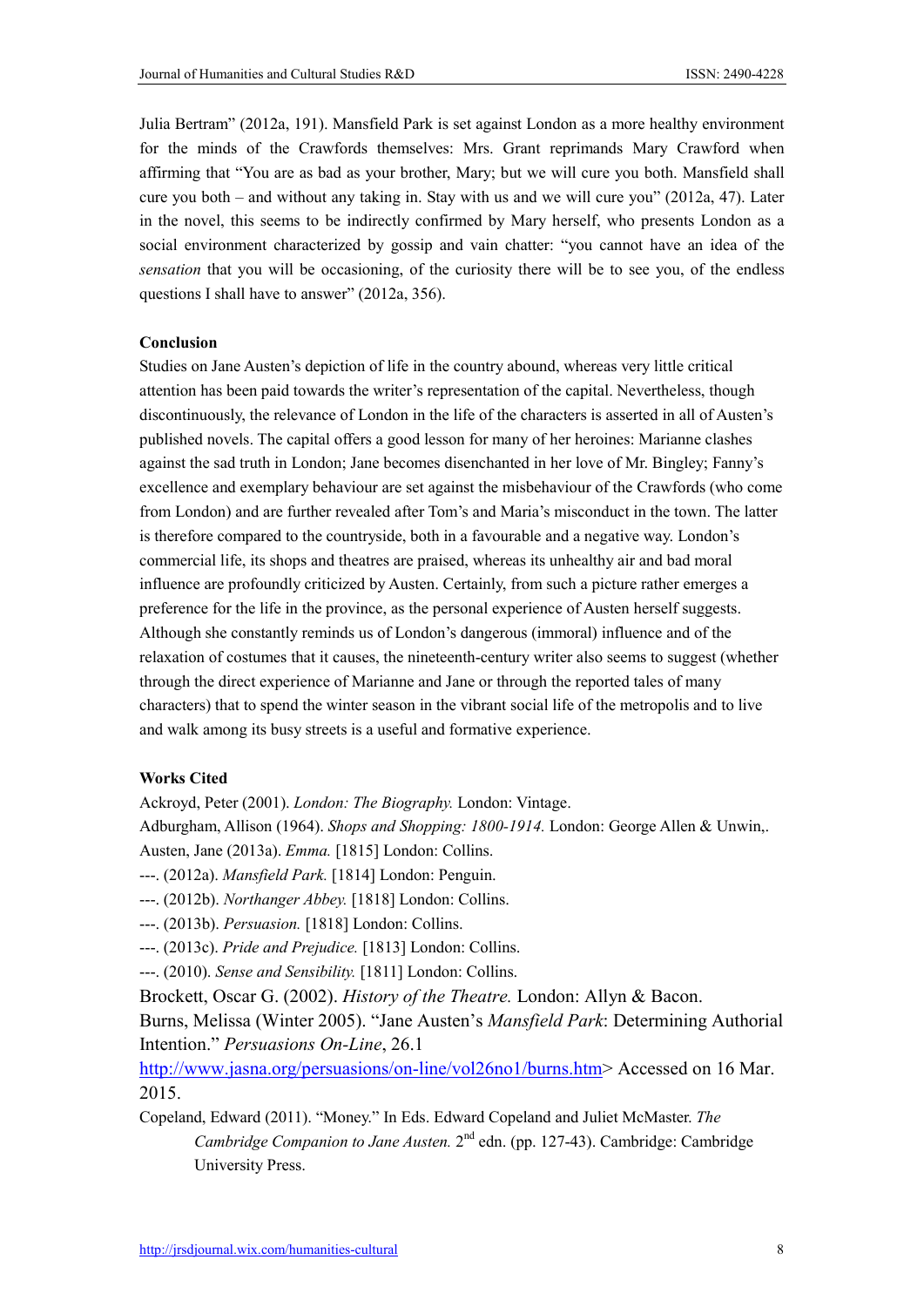Julia Bertram" (2012a, 191). Mansfield Park is set against London as a more healthy environment for the minds of the Crawfords themselves: Mrs. Grant reprimands Mary Crawford when affirming that "You are as bad as your brother, Mary; but we will cure you both. Mansfield shall cure you both – and without any taking in. Stay with us and we will cure you" (2012a, 47). Later in the novel, this seems to be indirectly confirmed by Mary herself, who presents London as a social environment characterized by gossip and vain chatter: "you cannot have an idea of the *sensation* that you will be occasioning, of the curiosity there will be to see you, of the endless questions I shall have to answer" (2012a, 356).

**Conclusion**

Studies on Jane Austen's depiction of life in the country abound, whereas very little critical attention has been paid towards the writer's representation of the capital. Nevertheless, though discontinuously, the relevance of London in the life of the characters is asserted in all of Austen's published novels. The capital offers a good lesson for many of her heroines: Marianne clashes against the sad truth in London; Jane becomes disenchanted in her love of Mr. Bingley; Fanny's excellence and exemplary behaviour are set against the misbehaviour of the Crawfords (who come from London) and are further revealed after Tom's and Maria's misconduct in the town. The latter is therefore compared to the countryside, both in a favourable and a negative way. London's commercial life, its shops and theatres are praised, whereas its unhealthy air and bad moral influence are profoundly criticized by Austen. Certainly, from such a picture rather emerges a preference for the life in the province, as the personal experience of Austen herself suggests. Although she constantly reminds us of London's dangerous (immoral) influence and of the relaxation of costumes that it causes, the nineteenth-century writer also seems to suggest (whether through the direct experience of Marianne and Jane or through the reported tales of many characters) that to spend the winter season in the vibrant social life of the metropolis and to live and walk among its busy streets is a useful and formative experience.

**Works Cited**

Ackroyd, Peter (2001). *London: The Biography.* London: Vintage.

Adburgham, Allison (1964). *Shops and Shopping: 1800-1914.* London: George Allen & Unwin,.

Austen, Jane (2013a). *Emma.* [1815] London: Collins.

---. (2012a). *Mansfield Park.* [1814] London: Penguin.

---. (2012b). *Northanger Abbey.* [1818] London: Collins.

---. (2013b). *Persuasion.* [1818] London: Collins.

---. (2013c). *Pride and Prejudice.* [1813] London: Collins.

---. (2010). *Sense and Sensibility.* [1811] London: Collins.

Brockett, Oscar G. (2002). *History of the Theatre.* London: Allyn & Bacon.

Burns, Melissa (Winter 2005). "Jane Austen's *Mansfield Park*: Determining Authorial Intention." *Persuasions On-Line*, 26.1 http://www.jasna.org/persuasions/on-line/vol26no1/burns.htm> Accessed on 16 Mar. 2015.

Copeland, Edward (2011). "Money." In Eds. Edward Copeland and Juliet McMaster. *The Cambridge Companion to Jane Austen.* 2nd edn. (pp. 127-43). Cambridge: Cambridge University Press.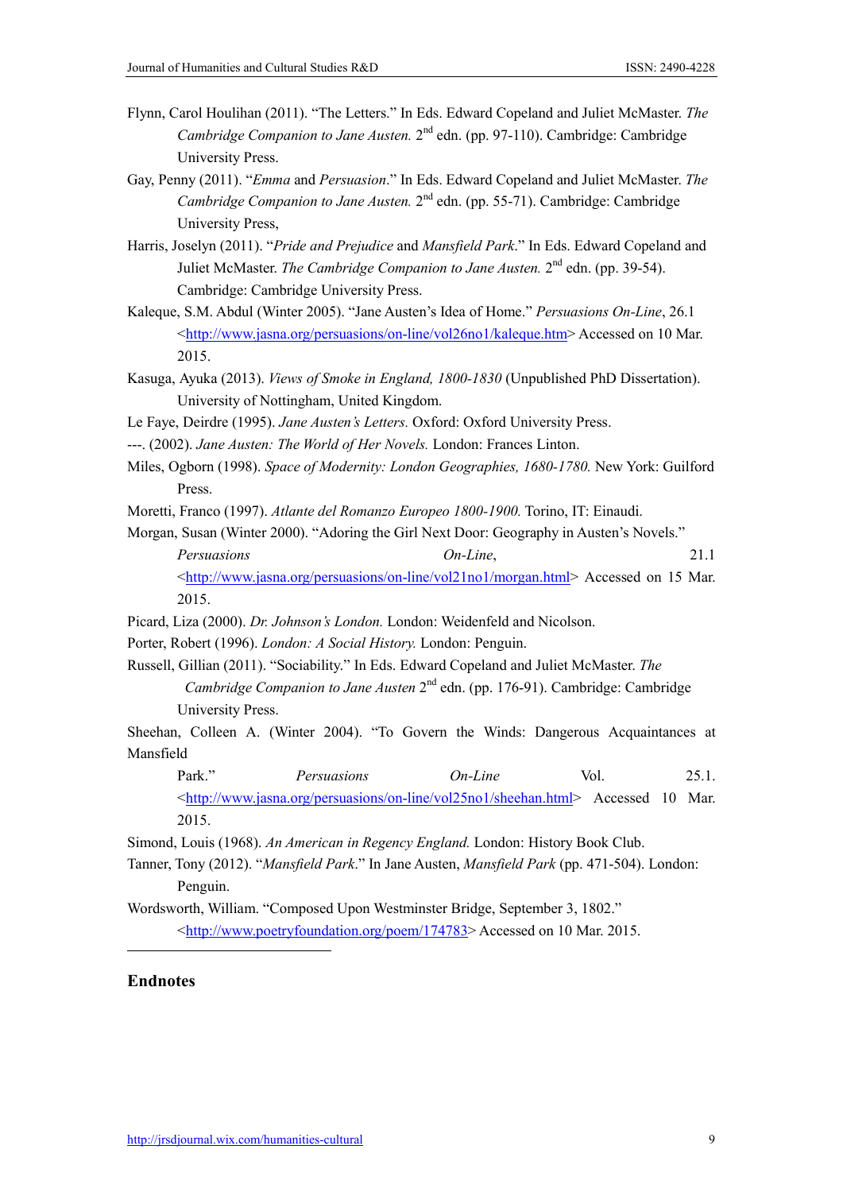Flynn, Carol Houlihan (2011). "The Letters." In Eds. Edward Copeland and Juliet McMaster. *The Cambridge Companion to Jane Austen.* 2nd edn. (pp. 97-110). Cambridge: Cambridge University Press.

Gay, Penny (2011). "*Emma* and *Persuasion*." In Eds. Edward Copeland and Juliet McMaster. *The Cambridge Companion to Jane Austen.* 2nd edn. (pp. 55-71). Cambridge: Cambridge University Press,

Harris, Joselyn (2011). "*Pride and Prejudice* and *Mansfield Park*." In Eds. Edward Copeland and Juliet McMaster. *The Cambridge Companion to Jane Austen.* 2nd edn. (pp. 39-54). Cambridge: Cambridge University Press.

Kaleque, S.M. Abdul (Winter 2005). "Jane Austen's Idea of Home." *Persuasions On-Line*, 26.1 <http://www.jasna.org/persuasions/on-line/vol26no1/kaleque.htm> Accessed on 10 Mar. 2015.

Kasuga, Ayuka (2013). *Views of Smoke in England, 1800-1830* (Unpublished PhD Dissertation). University of Nottingham, United Kingdom.

Le Faye, Deirdre (1995). *Jane Austen's Letters.* Oxford: Oxford University Press.

---. (2002). *Jane Austen: The World of Her Novels.* London: Frances Linton.

Miles, Ogborn (1998). *Space of Modernity: London Geographies, 1680-1780.* New York: Guilford Press.

Moretti, Franco (1997). *Atlante del Romanzo Europeo 1800-1900.* Torino, IT: Einaudi.

Morgan, Susan (Winter 2000). "Adoring the Girl Next Door: Geography in Austen's Novels." *Persuasions On-Line*, 21.1 <http://www.jasna.org/persuasions/on-line/vol21no1/morgan.html> Accessed on 15 Mar. 2015.

Picard, Liza (2000). *Dr. Johnson's London.* London: Weidenfeld and Nicolson.

Porter, Robert (1996). *London: A Social History.* London: Penguin.

Russell, Gillian (2011). "Sociability." In Eds. Edward Copeland and Juliet McMaster. *The Cambridge Companion to Jane Austen* 2nd edn. (pp. 176-91). Cambridge: Cambridge University Press.

Sheehan, Colleen A. (Winter 2004). "To Govern the Winds: Dangerous Acquaintances at Mansfield Park." *Persuasions On-Line* Vol. 25.1. <http://www.jasna.org/persuasions/on-line/vol25no1/sheehan.html> Accessed 10 Mar. 2015.

Simond, Louis (1968). *An American in Regency England.* London: History Book Club.

Tanner, Tony (2012). "*Mansfield Park*." In Jane Austen, *Mansfield Park* (pp. 471-504). London: Penguin.

Wordsworth, William. "Composed Upon Westminster Bridge, September 3, 1802." <http://www.poetryfoundation.org/poem/174783> Accessed on 10 Mar. 2015.

---

## Endnotes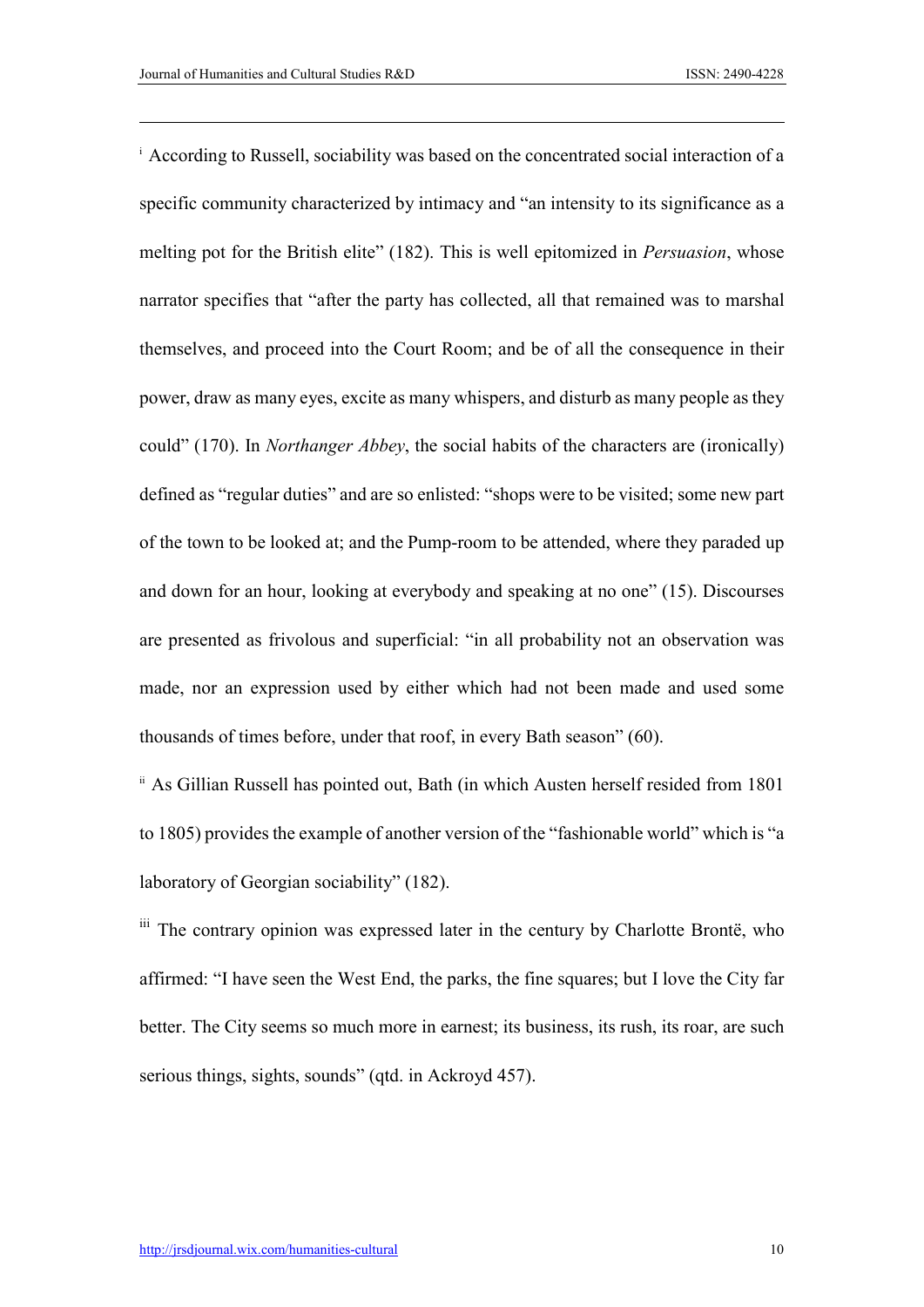[i] According to Russell, sociability was based on the concentrated social interaction of a specific community characterized by intimacy and "an intensity to its significance as a melting pot for the British elite" (182). This is well epitomized in *Persuasion*, whose narrator specifies that "after the party has collected, all that remained was to marshal themselves, and proceed into the Court Room; and be of all the consequence in their power, draw as many eyes, excite as many whispers, and disturb as many people as they could" (170). In *Northanger Abbey*, the social habits of the characters are (ironically) defined as "regular duties" and are so enlisted: "shops were to be visited; some new part of the town to be looked at; and the Pump-room to be attended, where they paraded up and down for an hour, looking at everybody and speaking at no one" (15). Discourses are presented as frivolous and superficial: "in all probability not an observation was made, nor an expression used by either which had not been made and used some thousands of times before, under that roof, in every Bath season" (60).

[ii] As Gillian Russell has pointed out, Bath (in which Austen herself resided from 1801 to 1805) provides the example of another version of the "fashionable world" which is "a laboratory of Georgian sociability" (182).

[iii] The contrary opinion was expressed later in the century by Charlotte Brontë, who affirmed: "I have seen the West End, the parks, the fine squares; but I love the City far better. The City seems so much more in earnest; its business, its rush, its roar, are such serious things, sights, sounds" (qtd. in Ackroyd 457).